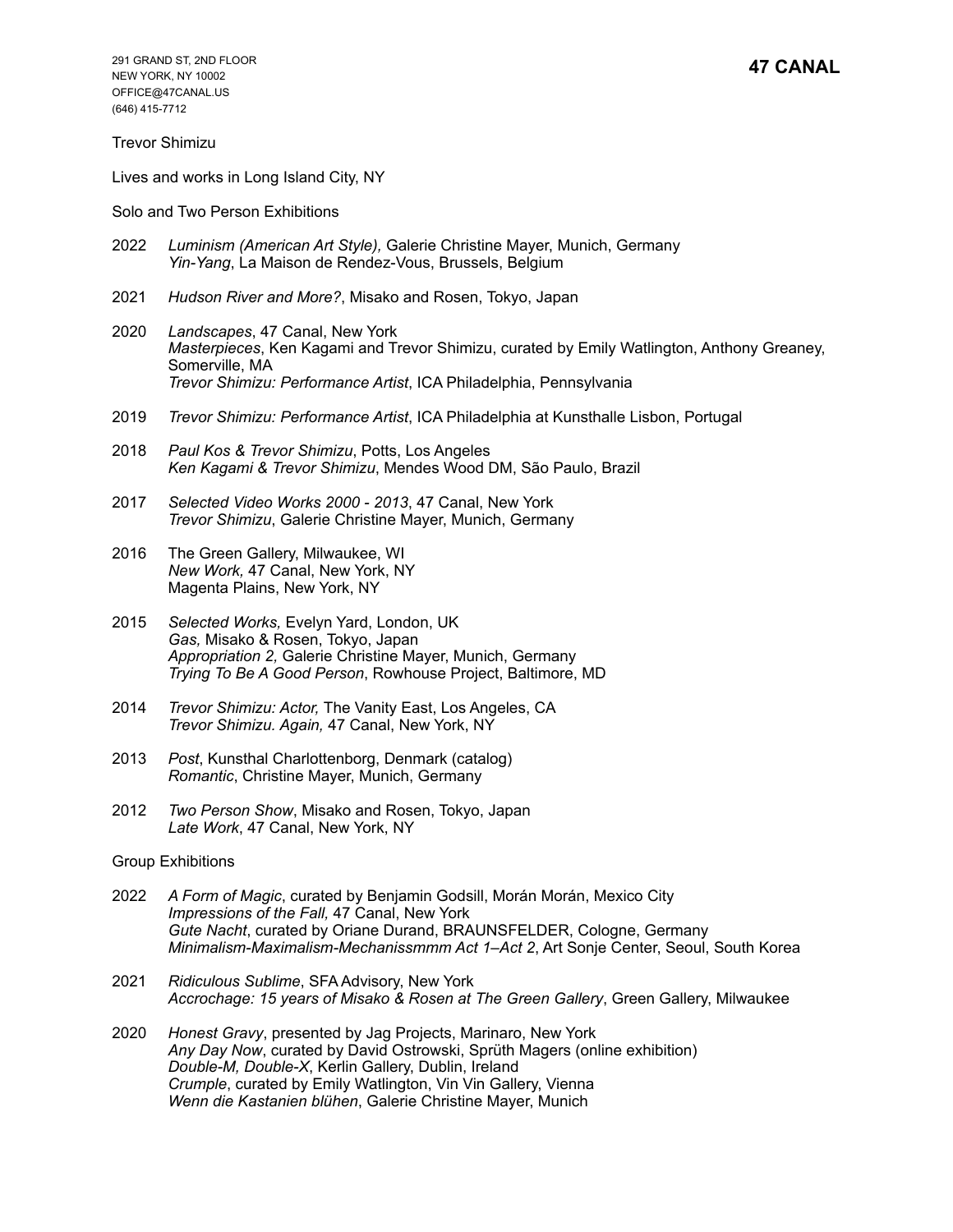291 GRAND ST, 2ND FLOOR
NEW YORK, NY 10002
OFFICE@47CANAL.US
(646) 415-7712

**47 CANAL**

Trevor Shimizu

Lives and works in Long Island City, NY

Solo and Two Person Exhibitions

2022 *Luminism (American Art Style),* Galerie Christine Mayer, Munich, Germany
*Yin-Yang*, La Maison de Rendez-Vous, Brussels, Belgium

2021 *Hudson River and More?*, Misako and Rosen, Tokyo, Japan

2020 *Landscapes*, 47 Canal, New York
*Masterpieces*, Ken Kagami and Trevor Shimizu, curated by Emily Watlington, Anthony Greaney, Somerville, MA
*Trevor Shimizu: Performance Artist*, ICA Philadelphia, Pennsylvania

2019 *Trevor Shimizu: Performance Artist*, ICA Philadelphia at Kunsthalle Lisbon, Portugal

2018 *Paul Kos & Trevor Shimizu*, Potts, Los Angeles
*Ken Kagami & Trevor Shimizu*, Mendes Wood DM, São Paulo, Brazil

2017 *Selected Video Works 2000 - 2013*, 47 Canal, New York
*Trevor Shimizu*, Galerie Christine Mayer, Munich, Germany

2016 The Green Gallery, Milwaukee, WI
*New Work,* 47 Canal, New York, NY
Magenta Plains, New York, NY

2015 *Selected Works,* Evelyn Yard, London, UK
*Gas,* Misako & Rosen, Tokyo, Japan
*Appropriation 2,* Galerie Christine Mayer, Munich, Germany
*Trying To Be A Good Person*, Rowhouse Project, Baltimore, MD

2014 *Trevor Shimizu: Actor,* The Vanity East, Los Angeles, CA
*Trevor Shimizu. Again,* 47 Canal, New York, NY

2013 *Post*, Kunsthal Charlottenborg, Denmark (catalog)
*Romantic*, Christine Mayer, Munich, Germany

2012 *Two Person Show*, Misako and Rosen, Tokyo, Japan
*Late Work*, 47 Canal, New York, NY

Group Exhibitions

2022 *A Form of Magic*, curated by Benjamin Godsill, Morán Morán, Mexico City
*Impressions of the Fall,* 47 Canal, New York
*Gute Nacht*, curated by Oriane Durand, BRAUNSFELDER, Cologne, Germany
*Minimalism-Maximalism-Mechanissmmm Act 1–Act 2*, Art Sonje Center, Seoul, South Korea

2021 *Ridiculous Sublime*, SFA Advisory, New York
*Accrochage: 15 years of Misako & Rosen at The Green Gallery*, Green Gallery, Milwaukee

2020 *Honest Gravy*, presented by Jag Projects, Marinaro, New York
*Any Day Now*, curated by David Ostrowski, Sprüth Magers (online exhibition)
*Double-M, Double-X*, Kerlin Gallery, Dublin, Ireland
*Crumple*, curated by Emily Watlington, Vin Vin Gallery, Vienna
*Wenn die Kastanien blühen*, Galerie Christine Mayer, Munich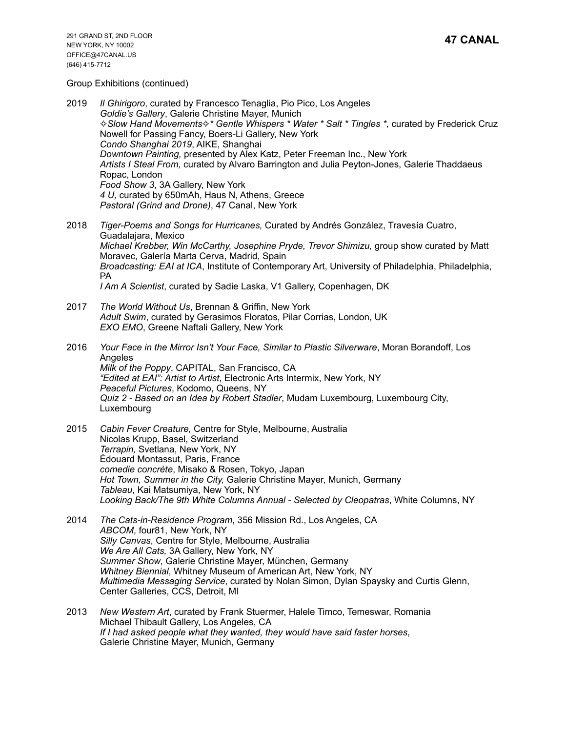Group Exhibitions (continued)

2019 *Il Ghirigoro*, curated by Francesco Tenaglia, Pio Pico, Los Angeles
*Goldie's Gallery*, Galerie Christine Mayer, Munich
*✧Slow Hand Movements✧* Gentle Whispers * Water * Salt * Tingles *,* curated by Frederick Cruz Nowell for Passing Fancy, Boers-Li Gallery, New York
*Condo Shanghai 2019*, AIKE, Shanghai
*Downtown Painting,* presented by Alex Katz, Peter Freeman Inc., New York
*Artists I Steal From,* curated by Alvaro Barrington and Julia Peyton-Jones, Galerie Thaddaeus Ropac, London
*Food Show 3*, 3A Gallery, New York
*4 U,* curated by 650mAh, Haus N, Athens, Greece
*Pastoral (Grind and Drone)*, 47 Canal, New York

2018 *Tiger-Poems and Songs for Hurricanes,* Curated by Andrés González, Travesía Cuatro, Guadalajara, Mexico
*Michael Krebber, Win McCarthy, Josephine Pryde, Trevor Shimizu,* group show curated by Matt Moravec, Galería Marta Cerva, Madrid, Spain
*Broadcasting: EAI at ICA*, Institute of Contemporary Art, University of Philadelphia, Philadelphia, PA
*I Am A Scientist*, curated by Sadie Laska, V1 Gallery, Copenhagen, DK

2017 *The World Without Us*, Brennan & Griffin, New York
*Adult Swim*, curated by Gerasimos Floratos, Pilar Corrias, London, UK
*EXO EMO*, Greene Naftali Gallery, New York

2016 *Your Face in the Mirror Isn't Your Face, Similar to Plastic Silverware*, Moran Borandoff, Los Angeles
*Milk of the Poppy*, CAPITAL, San Francisco, CA
*"Edited at EAI": Artist to Artist*, Electronic Arts Intermix, New York, NY
*Peaceful Pictures*, Kodomo, Queens, NY
*Quiz 2 - Based on an Idea by Robert Stadler*, Mudam Luxembourg, Luxembourg City, Luxembourg

2015 *Cabin Fever Creature,* Centre for Style, Melbourne, Australia
Nicolas Krupp, Basel, Switzerland
*Terrapin,* Svetlana, New York, NY
Édouard Montassut, Paris, France
*comedie concrète*, Misako & Rosen, Tokyo, Japan
*Hot Town, Summer in the City,* Galerie Christine Mayer, Munich, Germany
*Tableau*, Kai Matsumiya, New York, NY
*Looking Back/The 9th White Columns Annual - Selected by Cleopatras*, White Columns, NY

2014 *The Cats-in-Residence Program*, 356 Mission Rd., Los Angeles, CA
*ABCOM*, four81, New York, NY
*Silly Canvas*, Centre for Style, Melbourne, Australia
*We Are All Cats,* 3A Gallery, New York, NY
*Summer Show*, Galerie Christine Mayer, München, Germany
*Whitney Biennial*, Whitney Museum of American Art, New York, NY
*Multimedia Messaging Service*, curated by Nolan Simon, Dylan Spaysky and Curtis Glenn, Center Galleries, CCS, Detroit, MI

2013 *New Western Art*, curated by Frank Stuermer, Halele Timco, Temeswar, Romania
Michael Thibault Gallery, Los Angeles, CA
*If I had asked people what they wanted, they would have said faster horses*, Galerie Christine Mayer, Munich, Germany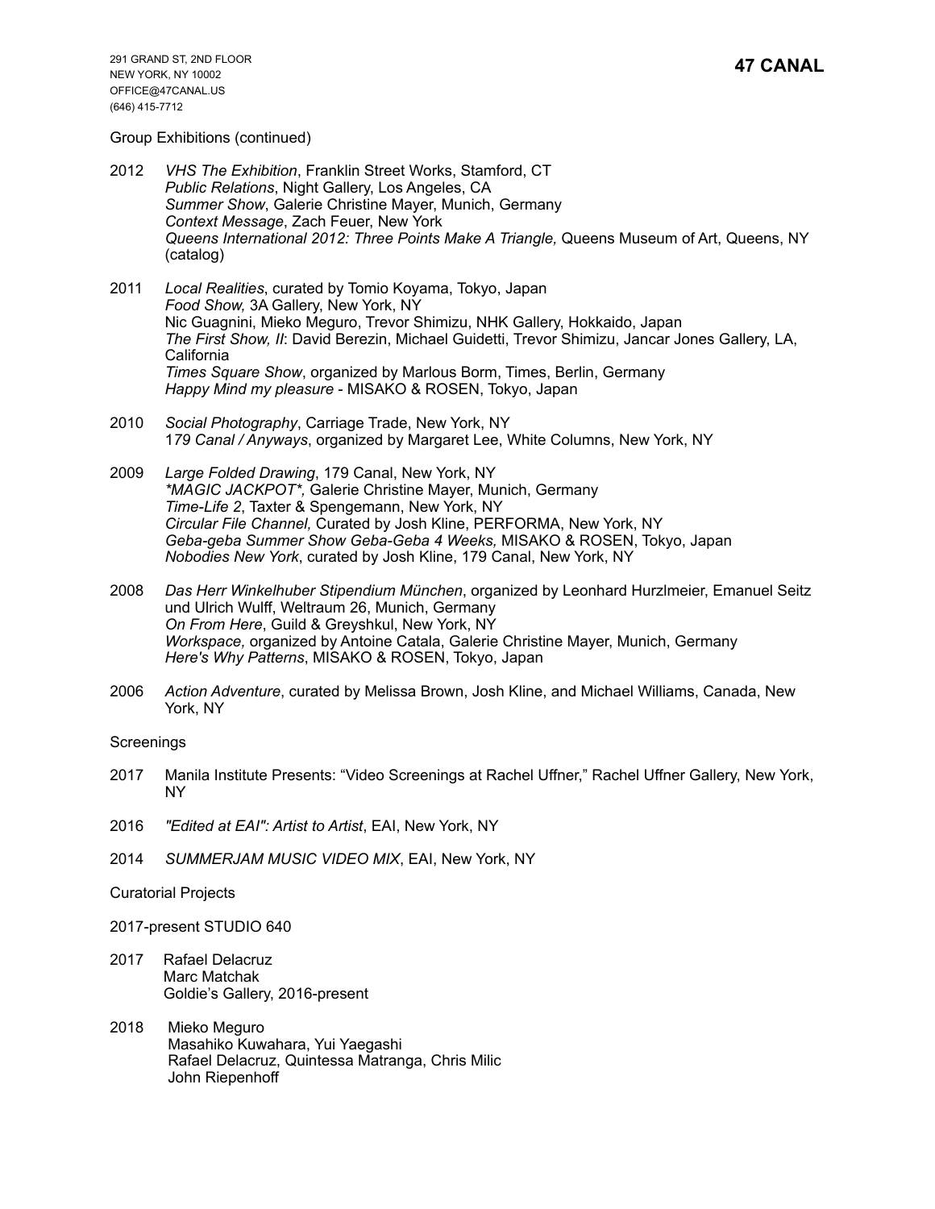Group Exhibitions (continued)

2012 *VHS The Exhibition*, Franklin Street Works, Stamford, CT
*Public Relations*, Night Gallery, Los Angeles, CA
*Summer Show*, Galerie Christine Mayer, Munich, Germany
*Context Message*, Zach Feuer, New York
*Queens International 2012: Three Points Make A Triangle,* Queens Museum of Art, Queens, NY (catalog)

2011 *Local Realities*, curated by Tomio Koyama, Tokyo, Japan
*Food Show,* 3A Gallery, New York, NY
Nic Guagnini, Mieko Meguro, Trevor Shimizu, NHK Gallery, Hokkaido, Japan
*The First Show, II*: David Berezin, Michael Guidetti, Trevor Shimizu, Jancar Jones Gallery, LA, California
*Times Square Show*, organized by Marlous Borm, Times, Berlin, Germany
*Happy Mind my pleasure* - MISAKO & ROSEN, Tokyo, Japan

2010 *Social Photography*, Carriage Trade, New York, NY
1*79 Canal / Anyways*, organized by Margaret Lee, White Columns, New York, NY

2009 *Large Folded Drawing*, 179 Canal, New York, NY
*\*MAGIC JACKPOT\*,* Galerie Christine Mayer, Munich, Germany
*Time-Life 2*, Taxter & Spengemann, New York, NY
*Circular File Channel,* Curated by Josh Kline, PERFORMA, New York, NY
*Geba-geba Summer Show Geba-Geba 4 Weeks,* MISAKO & ROSEN, Tokyo, Japan
*Nobodies New York*, curated by Josh Kline, 179 Canal, New York, NY

2008 *Das Herr Winkelhuber Stipendium München*, organized by Leonhard Hurzlmeier, Emanuel Seitz und Ulrich Wulff, Weltraum 26, Munich, Germany
*On From Here*, Guild & Greyshkul, New York, NY
*Workspace,* organized by Antoine Catala, Galerie Christine Mayer, Munich, Germany
*Here's Why Patterns*, MISAKO & ROSEN, Tokyo, Japan

2006 *Action Adventure*, curated by Melissa Brown, Josh Kline, and Michael Williams, Canada, New York, NY

Screenings

2017 Manila Institute Presents: "Video Screenings at Rachel Uffner," Rachel Uffner Gallery, New York, NY

2016 *"Edited at EAI": Artist to Artist*, EAI, New York, NY

2014 *SUMMERJAM MUSIC VIDEO MIX*, EAI, New York, NY

Curatorial Projects

2017-present STUDIO 640

2017 Rafael Delacruz
Marc Matchak
Goldie's Gallery, 2016-present

2018 Mieko Meguro
Masahiko Kuwahara, Yui Yaegashi
Rafael Delacruz, Quintessa Matranga, Chris Milic
John Riepenhoff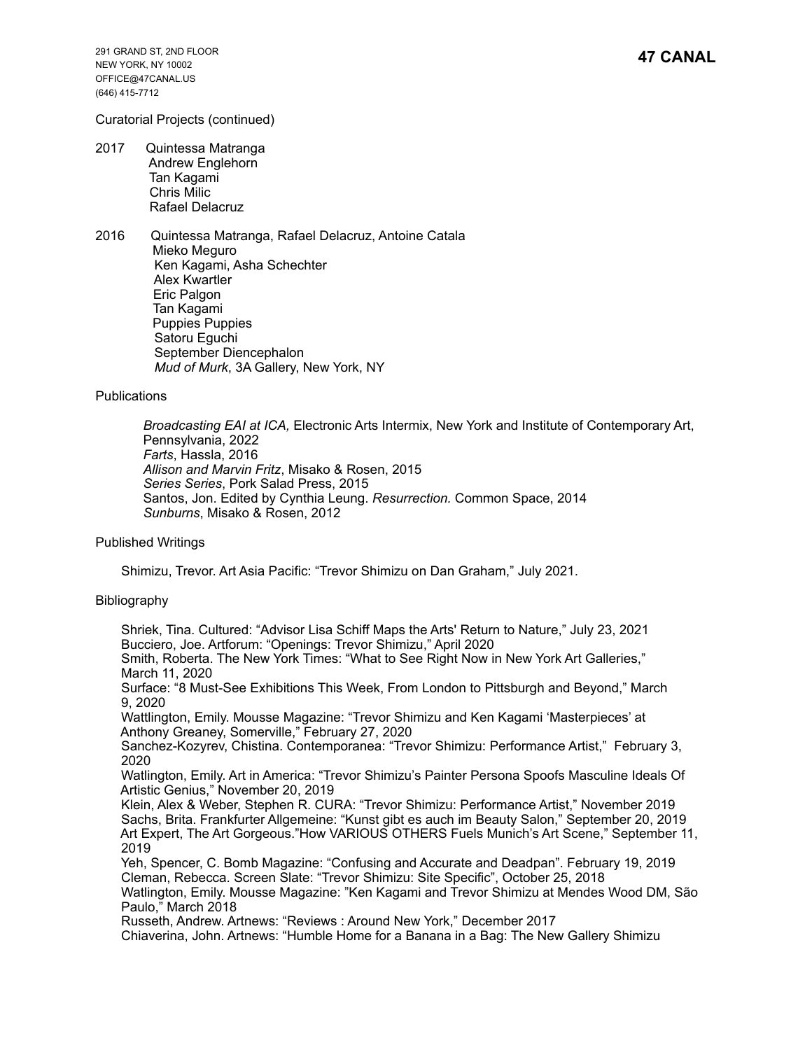Curatorial Projects (continued)

2017 Quintessa Matranga
Andrew Englehorn
Tan Kagami
Chris Milic
Rafael Delacruz

2016 Quintessa Matranga, Rafael Delacruz, Antoine Catala
Mieko Meguro
Ken Kagami, Asha Schechter
Alex Kwartler
Eric Palgon
Tan Kagami
Puppies Puppies
Satoru Eguchi
September Diencephalon
*Mud of Murk*, 3A Gallery, New York, NY

Publications

*Broadcasting EAI at ICA,* Electronic Arts Intermix, New York and Institute of Contemporary Art, Pennsylvania, 2022
*Farts*, Hassla, 2016
*Allison and Marvin Fritz*, Misako & Rosen, 2015
*Series Series*, Pork Salad Press, 2015
Santos, Jon. Edited by Cynthia Leung. *Resurrection.* Common Space, 2014
*Sunburns*, Misako & Rosen, 2012

Published Writings

Shimizu, Trevor. Art Asia Pacific: "Trevor Shimizu on Dan Graham," July 2021.

Bibliography

Shriek, Tina. Cultured: "Advisor Lisa Schiff Maps the Arts' Return to Nature," July 23, 2021
Bucciero, Joe. Artforum: "Openings: Trevor Shimizu," April 2020
Smith, Roberta. The New York Times: "What to See Right Now in New York Art Galleries," March 11, 2020
Surface: "8 Must-See Exhibitions This Week, From London to Pittsburgh and Beyond," March 9, 2020
Wattlington, Emily. Mousse Magazine: "Trevor Shimizu and Ken Kagami 'Masterpieces' at Anthony Greaney, Somerville," February 27, 2020
Sanchez-Kozyrev, Chistina. Contemporanea: "Trevor Shimizu: Performance Artist," February 3, 2020
Watlington, Emily. Art in America: "Trevor Shimizu's Painter Persona Spoofs Masculine Ideals Of Artistic Genius," November 20, 2019
Klein, Alex & Weber, Stephen R. CURA: "Trevor Shimizu: Performance Artist," November 2019
Sachs, Brita. Frankfurter Allgemeine: "Kunst gibt es auch im Beauty Salon," September 20, 2019
Art Expert, The Art Gorgeous."How VARIOUS OTHERS Fuels Munich's Art Scene," September 11, 2019
Yeh, Spencer, C. Bomb Magazine: "Confusing and Accurate and Deadpan". February 19, 2019
Cleman, Rebecca. Screen Slate: "Trevor Shimizu: Site Specific", October 25, 2018
Watlington, Emily. Mousse Magazine: "Ken Kagami and Trevor Shimizu at Mendes Wood DM, São Paulo," March 2018
Russeth, Andrew. Artnews: "Reviews : Around New York," December 2017
Chiaverina, John. Artnews: "Humble Home for a Banana in a Bag: The New Gallery Shimizu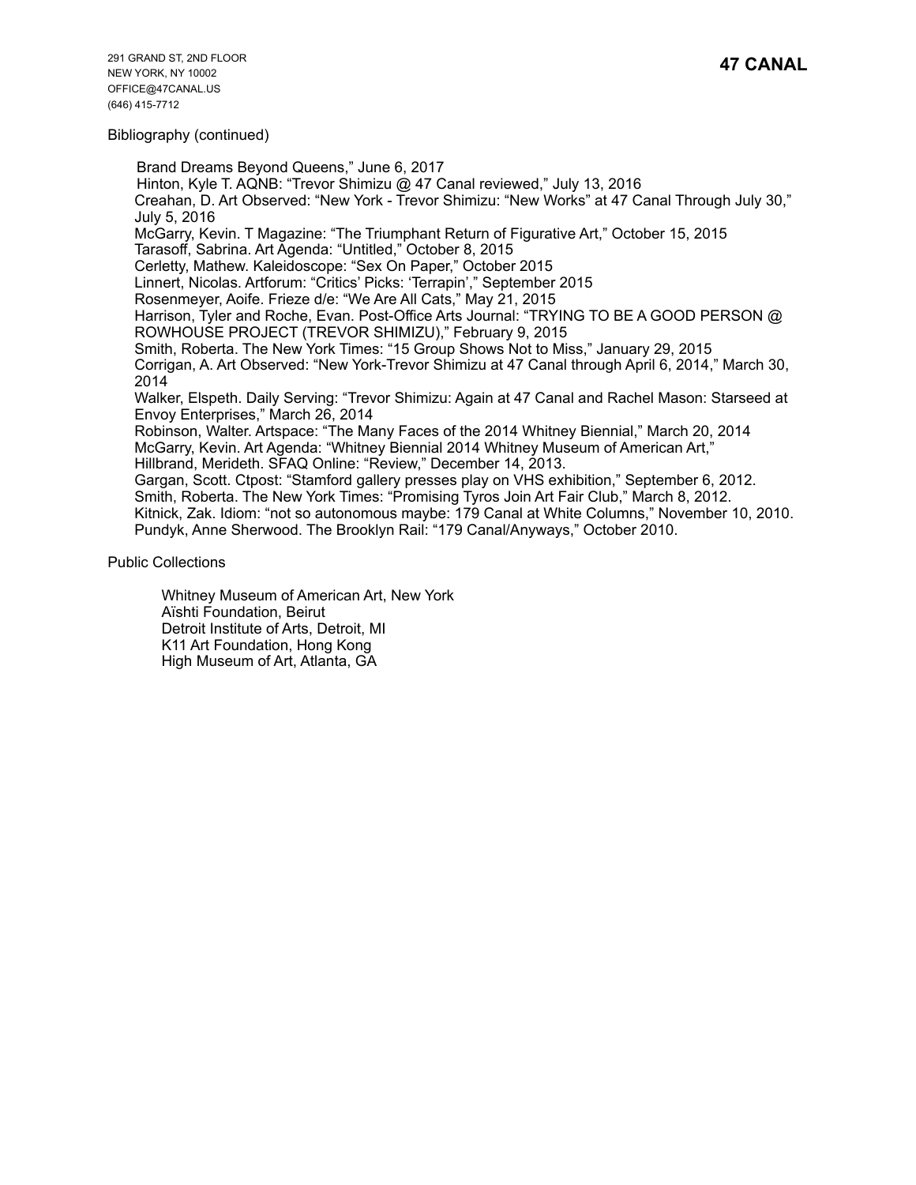Bibliography (continued)

Brand Dreams Beyond Queens," June 6, 2017
Hinton, Kyle T. AQNB: "Trevor Shimizu @ 47 Canal reviewed," July 13, 2016
Creahan, D. Art Observed: "New York - Trevor Shimizu: "New Works" at 47 Canal Through July 30," July 5, 2016
McGarry, Kevin. T Magazine: "The Triumphant Return of Figurative Art," October 15, 2015
Tarasoff, Sabrina. Art Agenda: "Untitled," October 8, 2015
Cerletty, Mathew. Kaleidoscope: "Sex On Paper," October 2015
Linnert, Nicolas. Artforum: "Critics' Picks: 'Terrapin'," September 2015
Rosenmeyer, Aoife. Frieze d/e: "We Are All Cats," May 21, 2015
Harrison, Tyler and Roche, Evan. Post-Office Arts Journal: "TRYING TO BE A GOOD PERSON @ ROWHOUSE PROJECT (TREVOR SHIMIZU)," February 9, 2015
Smith, Roberta. The New York Times: "15 Group Shows Not to Miss," January 29, 2015
Corrigan, A. Art Observed: "New York-Trevor Shimizu at 47 Canal through April 6, 2014," March 30, 2014
Walker, Elspeth. Daily Serving: "Trevor Shimizu: Again at 47 Canal and Rachel Mason: Starseed at Envoy Enterprises," March 26, 2014
Robinson, Walter. Artspace: "The Many Faces of the 2014 Whitney Biennial," March 20, 2014
McGarry, Kevin. Art Agenda: "Whitney Biennial 2014 Whitney Museum of American Art,"
Hillbrand, Merideth. SFAQ Online: "Review," December 14, 2013.
Gargan, Scott. Ctpost: "Stamford gallery presses play on VHS exhibition," September 6, 2012.
Smith, Roberta. The New York Times: "Promising Tyros Join Art Fair Club," March 8, 2012.
Kitnick, Zak. Idiom: "not so autonomous maybe: 179 Canal at White Columns," November 10, 2010.
Pundyk, Anne Sherwood. The Brooklyn Rail: "179 Canal/Anyways," October 2010.

Public Collections

Whitney Museum of American Art, New York
Aïshti Foundation, Beirut
Detroit Institute of Arts, Detroit, MI
K11 Art Foundation, Hong Kong
High Museum of Art, Atlanta, GA